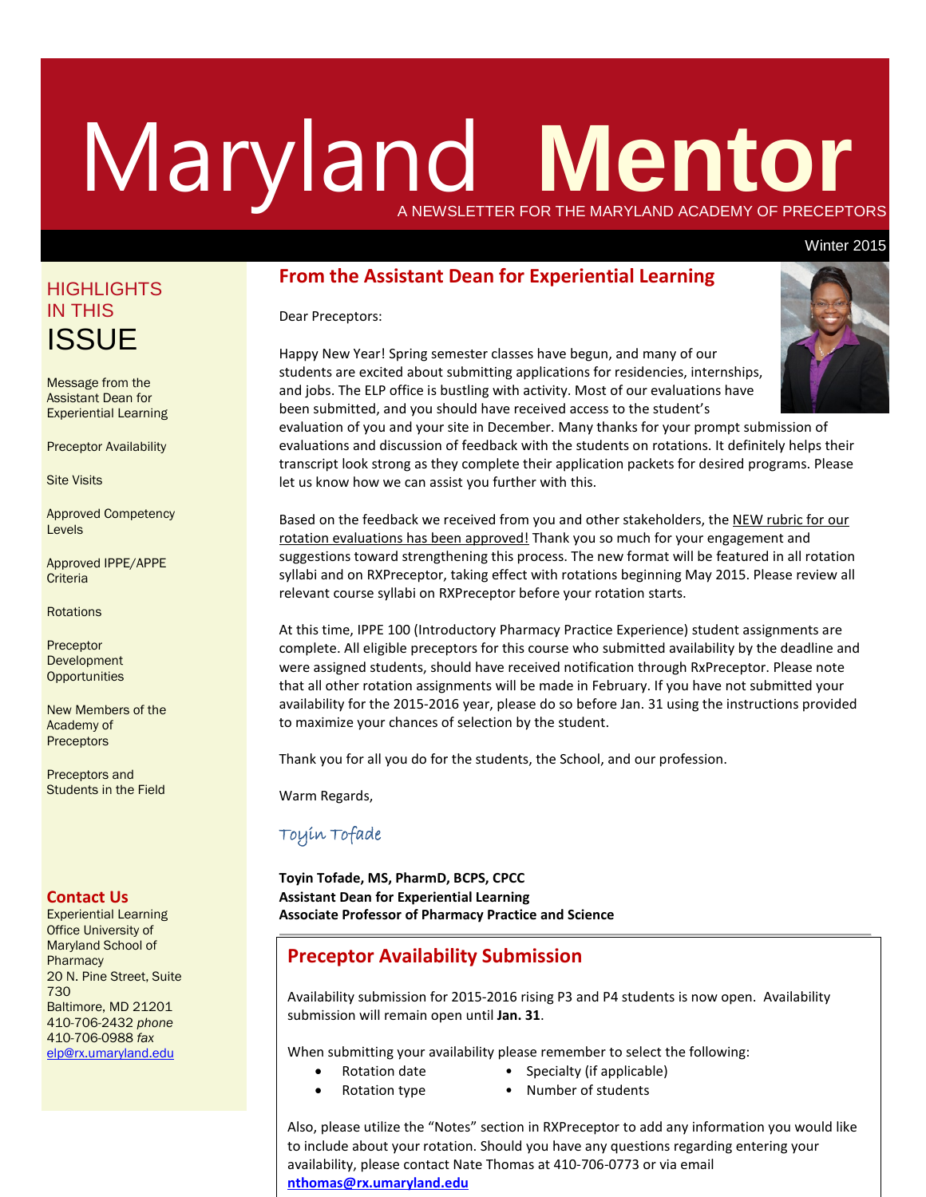# Maryland **Mentor**

A NEWSLETTER FOR THE MARYLAND ACADEMY OF PRECEPTORS

Winter 2015

## HIGHLIGHTS IN THIS ISSUE

Message from the Assistant Dean for Experiential Learning

Preceptor Availability

Site Visits

Approved Competency Levels

Approved IPPE/APPE Criteria

Rotations

Preceptor Development Opportunities

New Members of the Academy of Preceptors

Preceptors and Students in the Field

### Contact Us

Experiential Learning Office University of Maryland School of Pharmacy
20 N. Pine Street, Suite 730
Baltimore, MD 21201
410-706-2432 *phone*
410-706-0988 *fax*
elp@rx.umaryland.edu

## From the Assistant Dean for Experiential Learning

Dear Preceptors:

Happy New Year! Spring semester classes have begun, and many of our students are excited about submitting applications for residencies, internships, and jobs. The ELP office is bustling with activity. Most of our evaluations have been submitted, and you should have received access to the student's evaluation of you and your site in December. Many thanks for your prompt submission of evaluations and discussion of feedback with the students on rotations. It definitely helps their transcript look strong as they complete their application packets for desired programs. Please let us know how we can assist you further with this.

Based on the feedback we received from you and other stakeholders, the NEW rubric for our rotation evaluations has been approved! Thank you so much for your engagement and suggestions toward strengthening this process. The new format will be featured in all rotation syllabi and on RXPreceptor, taking effect with rotations beginning May 2015. Please review all relevant course syllabi on RXPreceptor before your rotation starts.

At this time, IPPE 100 (Introductory Pharmacy Practice Experience) student assignments are complete. All eligible preceptors for this course who submitted availability by the deadline and were assigned students, should have received notification through RxPreceptor. Please note that all other rotation assignments will be made in February. If you have not submitted your availability for the 2015-2016 year, please do so before Jan. 31 using the instructions provided to maximize your chances of selection by the student.

Thank you for all you do for the students, the School, and our profession.

Warm Regards,

Toyin Tofade

**Toyin Tofade, MS, PharmD, BCPS, CPCC**
**Assistant Dean for Experiential Learning**
**Associate Professor of Pharmacy Practice and Science**

## Preceptor Availability Submission

Availability submission for 2015-2016 rising P3 and P4 students is now open. Availability submission will remain open until **Jan. 31**.

When submitting your availability please remember to select the following:

- Rotation date
- Rotation type
- Specialty (if applicable)
- Number of students

Also, please utilize the "Notes" section in RXPreceptor to add any information you would like to include about your rotation. Should you have any questions regarding entering your availability, please contact Nate Thomas at 410-706-0773 or via email **nthomas@rx.umaryland.edu**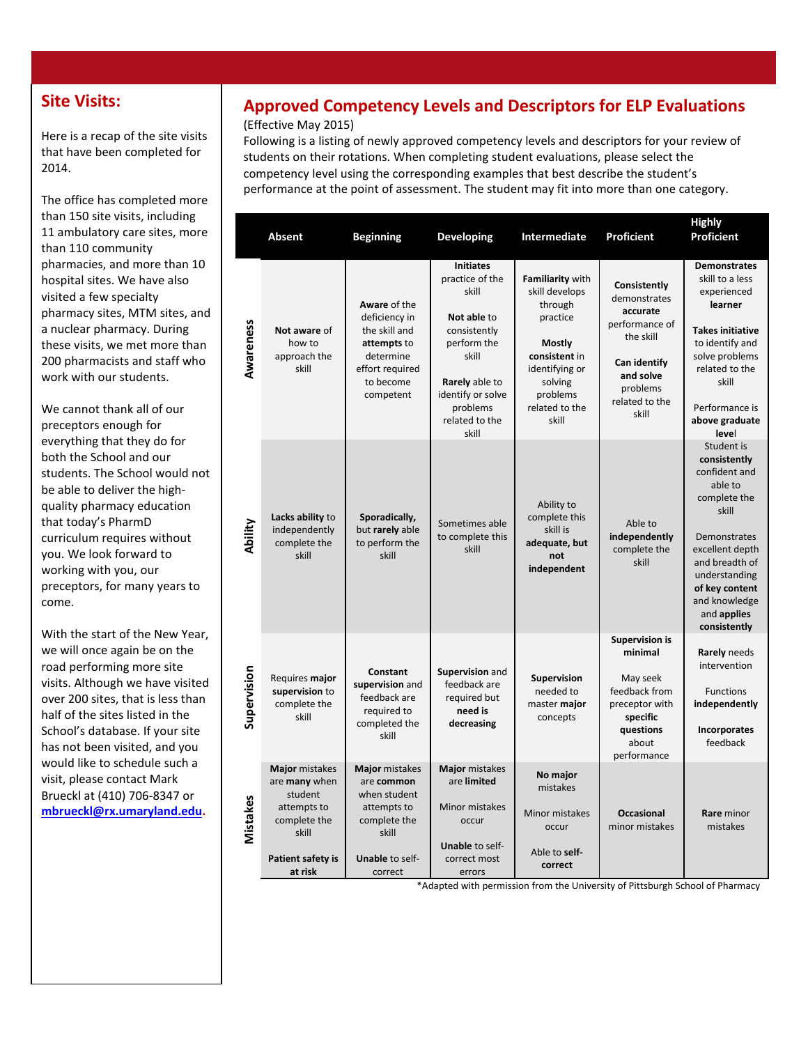## Site Visits:

Here is a recap of the site visits that have been completed for 2014.

The office has completed more than 150 site visits, including 11 ambulatory care sites, more than 110 community pharmacies, and more than 10 hospital sites. We have also visited a few specialty pharmacy sites, MTM sites, and a nuclear pharmacy. During these visits, we met more than 200 pharmacists and staff who work with our students.

We cannot thank all of our preceptors enough for everything that they do for both the School and our students. The School would not be able to deliver the high-quality pharmacy education that today's PharmD curriculum requires without you. We look forward to working with you, our preceptors, for many years to come.

With the start of the New Year, we will once again be on the road performing more site visits. Although we have visited over 200 sites, that is less than half of the sites listed in the School's database. If your site has not been visited, and you would like to schedule such a visit, please contact Mark Brueckl at (410) 706-8347 or **mbrueckl@rx.umaryland.edu**.

## Approved Competency Levels and Descriptors for ELP Evaluations

(Effective May 2015)

Following is a listing of newly approved competency levels and descriptors for your review of students on their rotations. When completing student evaluations, please select the competency level using the corresponding examples that best describe the student's performance at the point of assessment. The student may fit into more than one category.

| | Absent | Beginning | Developing | Intermediate | Proficient | Highly Proficient |
|---|---|---|---|---|---|---|
| **Awareness** | **Not aware** of how to approach the skill | **Aware** of the deficiency in the skill and **attempts** to determine effort required to become competent | **Initiates** practice of the skill<br><br>**Not able** to consistently perform the skill<br><br>**Rarely** able to identify or solve problems related to the skill | **Familiarity** with skill develops through practice<br><br>**Mostly consistent** in identifying or solving problems related to the skill | **Consistently** demonstrates **accurate** performance of the skill<br><br>**Can identify and solve** problems related to the skill | **Demonstrates** skill to a less experienced **learner**<br><br>**Takes initiative** to identify and solve problems related to the skill<br><br>Performance is **above graduate level** |
| **Ability** | **Lacks ability** to independently complete the skill | **Sporadically,** but **rarely** able to perform the skill | Sometimes able to complete this skill | Ability to complete this skill is **adequate, but not independent** | Able to **independently** complete the skill | Student is **consistently** confident and able to complete the skill<br><br>Demonstrates excellent depth and breadth of understanding **of key content** and knowledge and **applies consistently** |
| **Supervision** | Requires **major supervision** to complete the skill | **Constant supervision** and feedback are required to completed the skill | **Supervision** and feedback are required but **need is decreasing** | **Supervision** needed to master **major** concepts | **Supervision is minimal**<br><br>May seek feedback from preceptor with **specific questions** about performance | **Rarely** needs intervention<br><br>Functions **independently**<br><br>**Incorporates** feedback |
| **Mistakes** | **Major** mistakes are **many** when student attempts to complete the skill<br><br>**Patient safety is at risk** | **Major** mistakes are **common** when student attempts to complete the skill<br><br>**Unable** to self-correct | **Major** mistakes are **limited**<br><br>Minor mistakes occur<br><br>**Unable** to self-correct most errors | **No major** mistakes<br><br>Minor mistakes occur<br><br>Able to **self-correct** | **Occasional** minor mistakes | **Rare** minor mistakes |

*Adapted with permission from the University of Pittsburgh School of Pharmacy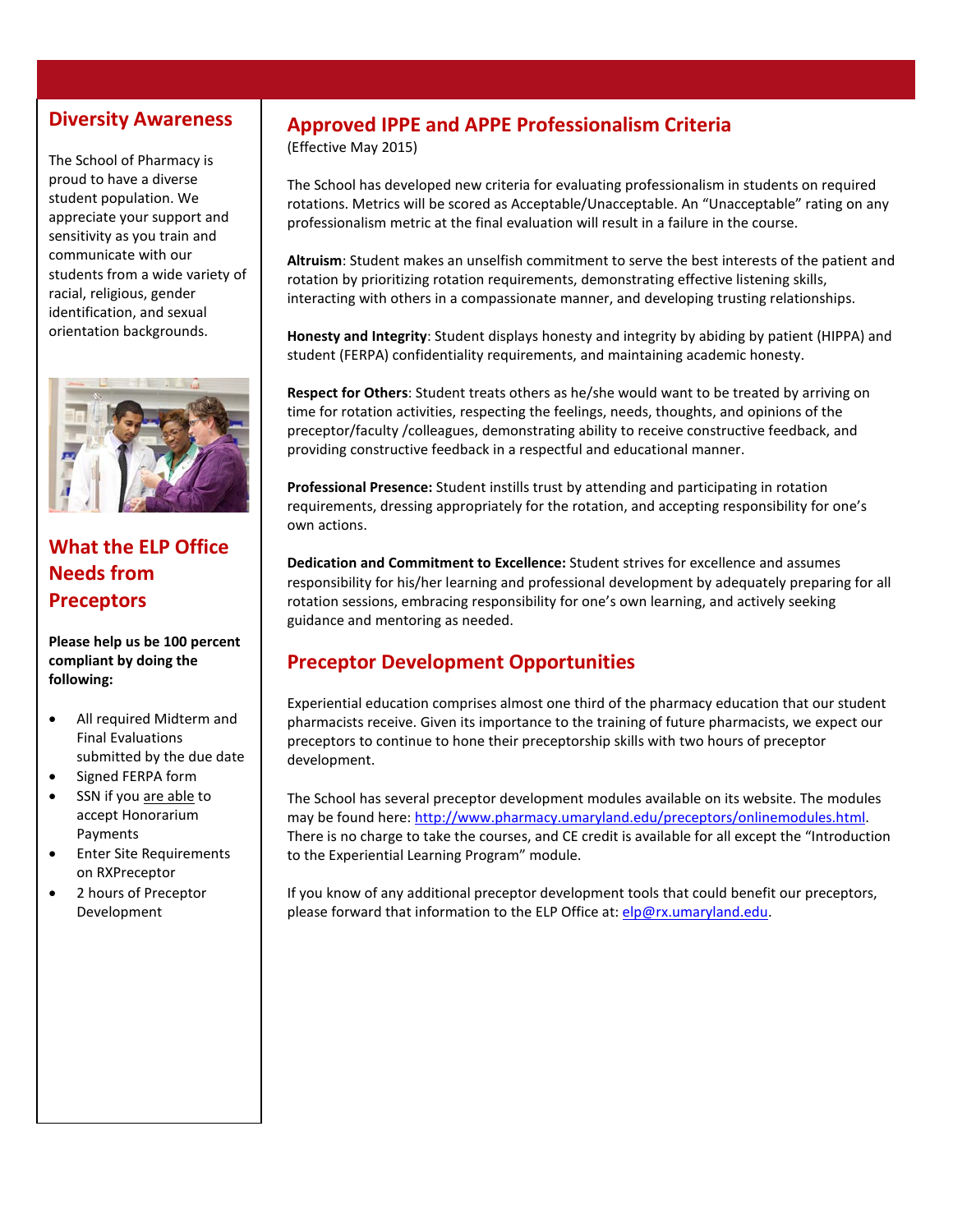## Diversity Awareness

The School of Pharmacy is proud to have a diverse student population. We appreciate your support and sensitivity as you train and communicate with our students from a wide variety of racial, religious, gender identification, and sexual orientation backgrounds.

## What the ELP Office Needs from Preceptors

**Please help us be 100 percent compliant by doing the following:**

- All required Midterm and Final Evaluations submitted by the due date
- Signed FERPA form
- SSN if you are able to accept Honorarium Payments
- Enter Site Requirements on RXPreceptor
- 2 hours of Preceptor Development

## Approved IPPE and APPE Professionalism Criteria

(Effective May 2015)

The School has developed new criteria for evaluating professionalism in students on required rotations. Metrics will be scored as Acceptable/Unacceptable. An "Unacceptable" rating on any professionalism metric at the final evaluation will result in a failure in the course.

**Altruism**: Student makes an unselfish commitment to serve the best interests of the patient and rotation by prioritizing rotation requirements, demonstrating effective listening skills, interacting with others in a compassionate manner, and developing trusting relationships.

**Honesty and Integrity**: Student displays honesty and integrity by abiding by patient (HIPPA) and student (FERPA) confidentiality requirements, and maintaining academic honesty.

**Respect for Others**: Student treats others as he/she would want to be treated by arriving on time for rotation activities, respecting the feelings, needs, thoughts, and opinions of the preceptor/faculty /colleagues, demonstrating ability to receive constructive feedback, and providing constructive feedback in a respectful and educational manner.

**Professional Presence:** Student instills trust by attending and participating in rotation requirements, dressing appropriately for the rotation, and accepting responsibility for one's own actions.

**Dedication and Commitment to Excellence:** Student strives for excellence and assumes responsibility for his/her learning and professional development by adequately preparing for all rotation sessions, embracing responsibility for one's own learning, and actively seeking guidance and mentoring as needed.

## Preceptor Development Opportunities

Experiential education comprises almost one third of the pharmacy education that our student pharmacists receive. Given its importance to the training of future pharmacists, we expect our preceptors to continue to hone their preceptorship skills with two hours of preceptor development.

The School has several preceptor development modules available on its website. The modules may be found here: http://www.pharmacy.umaryland.edu/preceptors/onlinemodules.html. There is no charge to take the courses, and CE credit is available for all except the "Introduction to the Experiential Learning Program" module.

If you know of any additional preceptor development tools that could benefit our preceptors, please forward that information to the ELP Office at: elp@rx.umaryland.edu.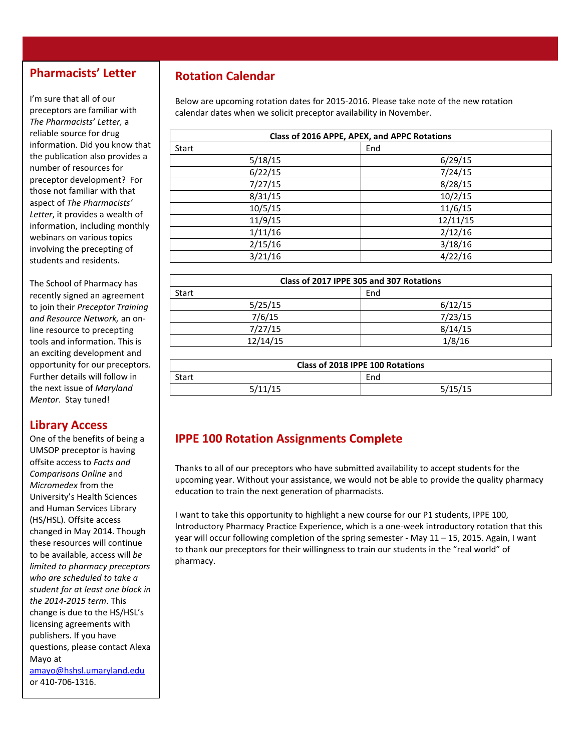## Pharmacists' Letter

I'm sure that all of our preceptors are familiar with *The Pharmacists' Letter,* a reliable source for drug information. Did you know that the publication also provides a number of resources for preceptor development? For those not familiar with that aspect of *The Pharmacists' Letter*, it provides a wealth of information, including monthly webinars on various topics involving the precepting of students and residents.

The School of Pharmacy has recently signed an agreement to join their *Preceptor Training and Resource Network,* an on-line resource to precepting tools and information. This is an exciting development and opportunity for our preceptors. Further details will follow in the next issue of *Maryland Mentor*. Stay tuned!

## Library Access

One of the benefits of being a UMSOP preceptor is having offsite access to *Facts and Comparisons Online* and *Micromedex* from the University's Health Sciences and Human Services Library (HS/HSL). Offsite access changed in May 2014. Though these resources will continue to be available, access will *be limited to pharmacy preceptors who are scheduled to take a student for at least one block in the 2014-2015 term*. This change is due to the HS/HSL's licensing agreements with publishers. If you have questions, please contact Alexa Mayo at amayo@hshsl.umaryland.edu or 410-706-1316.

## Rotation Calendar

Below are upcoming rotation dates for 2015-2016. Please take note of the new rotation calendar dates when we solicit preceptor availability in November.

| Class of 2016 APPE, APEX, and APPC Rotations | |
|---|---|
| Start | End |
| 5/18/15 | 6/29/15 |
| 6/22/15 | 7/24/15 |
| 7/27/15 | 8/28/15 |
| 8/31/15 | 10/2/15 |
| 10/5/15 | 11/6/15 |
| 11/9/15 | 12/11/15 |
| 1/11/16 | 2/12/16 |
| 2/15/16 | 3/18/16 |
| 3/21/16 | 4/22/16 |

| Class of 2017 IPPE 305 and 307 Rotations | |
|---|---|
| Start | End |
| 5/25/15 | 6/12/15 |
| 7/6/15 | 7/23/15 |
| 7/27/15 | 8/14/15 |
| 12/14/15 | 1/8/16 |

| Class of 2018 IPPE 100 Rotations | |
|---|---|
| Start | End |
| 5/11/15 | 5/15/15 |

## IPPE 100 Rotation Assignments Complete

Thanks to all of our preceptors who have submitted availability to accept students for the upcoming year. Without your assistance, we would not be able to provide the quality pharmacy education to train the next generation of pharmacists.

I want to take this opportunity to highlight a new course for our P1 students, IPPE 100, Introductory Pharmacy Practice Experience, which is a one-week introductory rotation that this year will occur following completion of the spring semester - May 11 – 15, 2015. Again, I want to thank our preceptors for their willingness to train our students in the "real world" of pharmacy.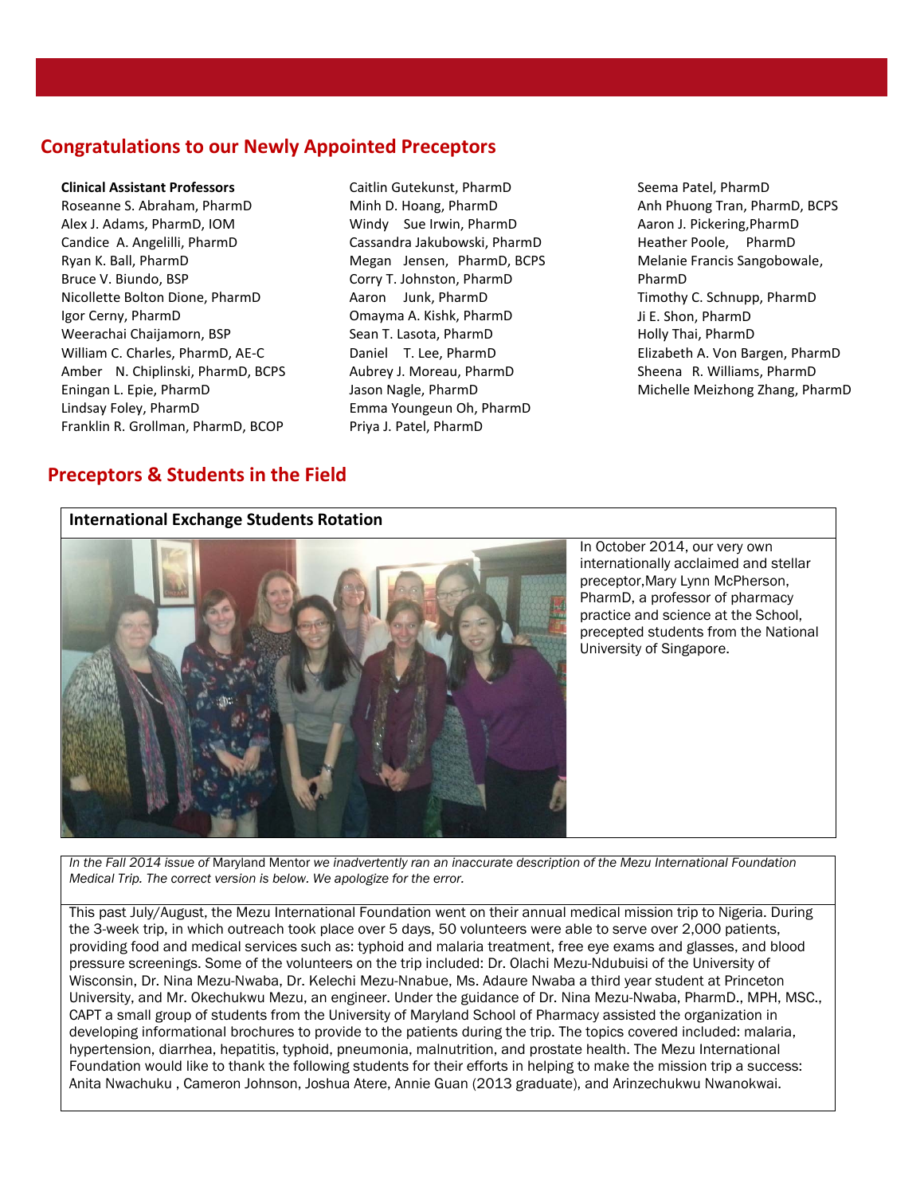## Congratulations to our Newly Appointed Preceptors

**Clinical Assistant Professors**

Roseanne S. Abraham, PharmD
Alex J. Adams, PharmD, IOM
Candice A. Angelilli, PharmD
Ryan K. Ball, PharmD
Bruce V. Biundo, BSP
Nicollette Bolton Dione, PharmD
Igor Cerny, PharmD
Weerachai Chaijamorn, BSP
William C. Charles, PharmD, AE-C
Amber N. Chiplinski, PharmD, BCPS
Eningan L. Epie, PharmD
Lindsay Foley, PharmD
Franklin R. Grollman, PharmD, BCOP
Caitlin Gutekunst, PharmD
Minh D. Hoang, PharmD
Windy Sue Irwin, PharmD
Cassandra Jakubowski, PharmD
Megan Jensen, PharmD, BCPS
Corry T. Johnston, PharmD
Aaron Junk, PharmD
Omayma A. Kishk, PharmD
Sean T. Lasota, PharmD
Daniel T. Lee, PharmD
Aubrey J. Moreau, PharmD
Jason Nagle, PharmD
Emma Youngeun Oh, PharmD
Priya J. Patel, PharmD
Seema Patel, PharmD
Anh Phuong Tran, PharmD, BCPS
Aaron J. Pickering,PharmD
Heather Poole, PharmD
Melanie Francis Sangobowale, PharmD
Timothy C. Schnupp, PharmD
Ji E. Shon, PharmD
Holly Thai, PharmD
Elizabeth A. Von Bargen, PharmD
Sheena R. Williams, PharmD
Michelle Meizhong Zhang, PharmD

## Preceptors & Students in the Field

### International Exchange Students Rotation

In October 2014, our very own internationally acclaimed and stellar preceptor,Mary Lynn McPherson, PharmD, a professor of pharmacy practice and science at the School, precepted students from the National University of Singapore.

*In the Fall 2014 issue of* Maryland Mentor *we inadvertently ran an inaccurate description of the Mezu International Foundation Medical Trip. The correct version is below. We apologize for the error.*

This past July/August, the Mezu International Foundation went on their annual medical mission trip to Nigeria. During the 3-week trip, in which outreach took place over 5 days, 50 volunteers were able to serve over 2,000 patients, providing food and medical services such as: typhoid and malaria treatment, free eye exams and glasses, and blood pressure screenings. Some of the volunteers on the trip included: Dr. Olachi Mezu-Ndubuisi of the University of Wisconsin, Dr. Nina Mezu-Nwaba, Dr. Kelechi Mezu-Nnabue, Ms. Adaure Nwaba a third year student at Princeton University, and Mr. Okechukwu Mezu, an engineer. Under the guidance of Dr. Nina Mezu-Nwaba, PharmD., MPH, MSC., CAPT a small group of students from the University of Maryland School of Pharmacy assisted the organization in developing informational brochures to provide to the patients during the trip. The topics covered included: malaria, hypertension, diarrhea, hepatitis, typhoid, pneumonia, malnutrition, and prostate health. The Mezu International Foundation would like to thank the following students for their efforts in helping to make the mission trip a success: Anita Nwachuku , Cameron Johnson, Joshua Atere, Annie Guan (2013 graduate), and Arinzechukwu Nwanokwai.